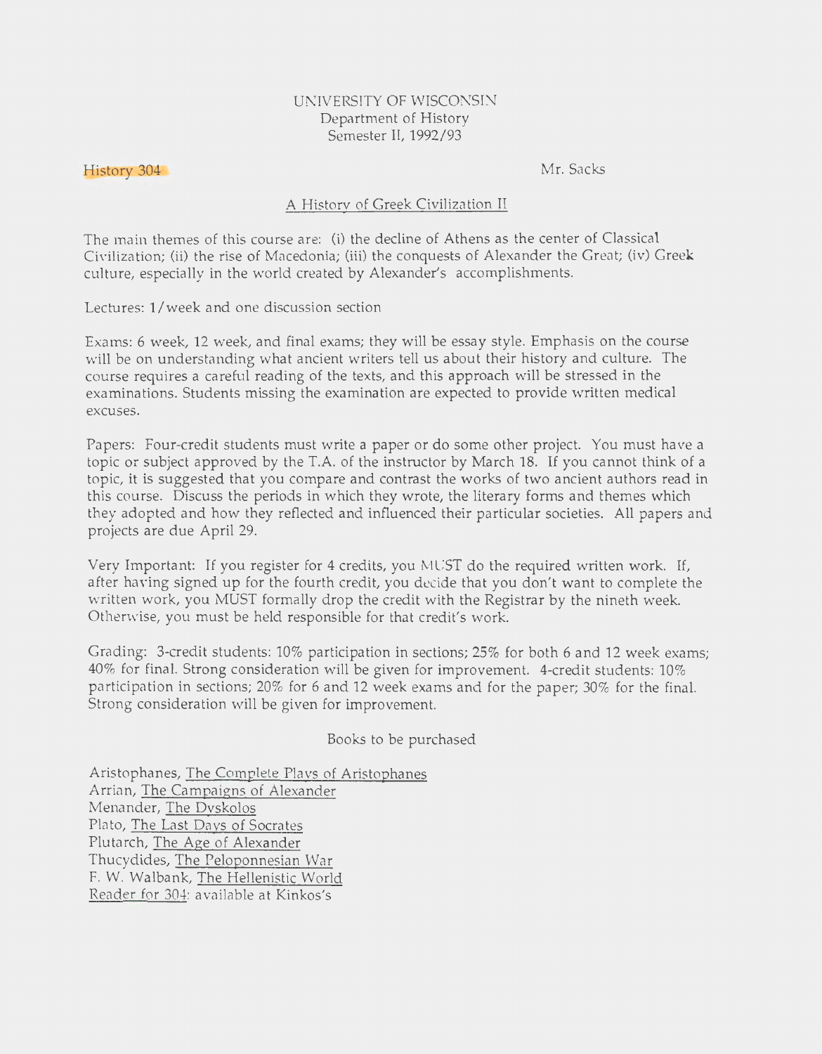UNIVERSITY OF WISCONSIN
Department of History
Semester II, 1992/93

History 304 — Mr. Sacks

# A History of Greek Civilization II

The main themes of this course are: (i) the decline of Athens as the center of Classical Civilization; (ii) the rise of Macedonia; (iii) the conquests of Alexander the Great; (iv) Greek culture, especially in the world created by Alexander's accomplishments.

Lectures: 1/week and one discussion section

Exams: 6 week, 12 week, and final exams; they will be essay style. Emphasis on the course will be on understanding what ancient writers tell us about their history and culture. The course requires a careful reading of the texts, and this approach will be stressed in the examinations. Students missing the examination are expected to provide written medical excuses.

Papers: Four-credit students must write a paper or do some other project. You must have a topic or subject approved by the T.A. of the instructor by March 18. If you cannot think of a topic, it is suggested that you compare and contrast the works of two ancient authors read in this course. Discuss the periods in which they wrote, the literary forms and themes which they adopted and how they reflected and influenced their particular societies. All papers and projects are due April 29.

Very Important: If you register for 4 credits, you MUST do the required written work. If, after having signed up for the fourth credit, you decide that you don't want to complete the written work, you MUST formally drop the credit with the Registrar by the nineth week. Otherwise, you must be held responsible for that credit's work.

Grading: 3-credit students: 10% participation in sections; 25% for both 6 and 12 week exams; 40% for final. Strong consideration will be given for improvement. 4-credit students: 10% participation in sections; 20% for 6 and 12 week exams and for the paper; 30% for the final. Strong consideration will be given for improvement.

## Books to be purchased

Aristophanes, The Complete Plays of Aristophanes
Arrian, The Campaigns of Alexander
Menander, The Dyskolos
Plato, The Last Days of Socrates
Plutarch, The Age of Alexander
Thucydides, The Peloponnesian War
F. W. Walbank, The Hellenistic World
Reader for 304: available at Kinkos's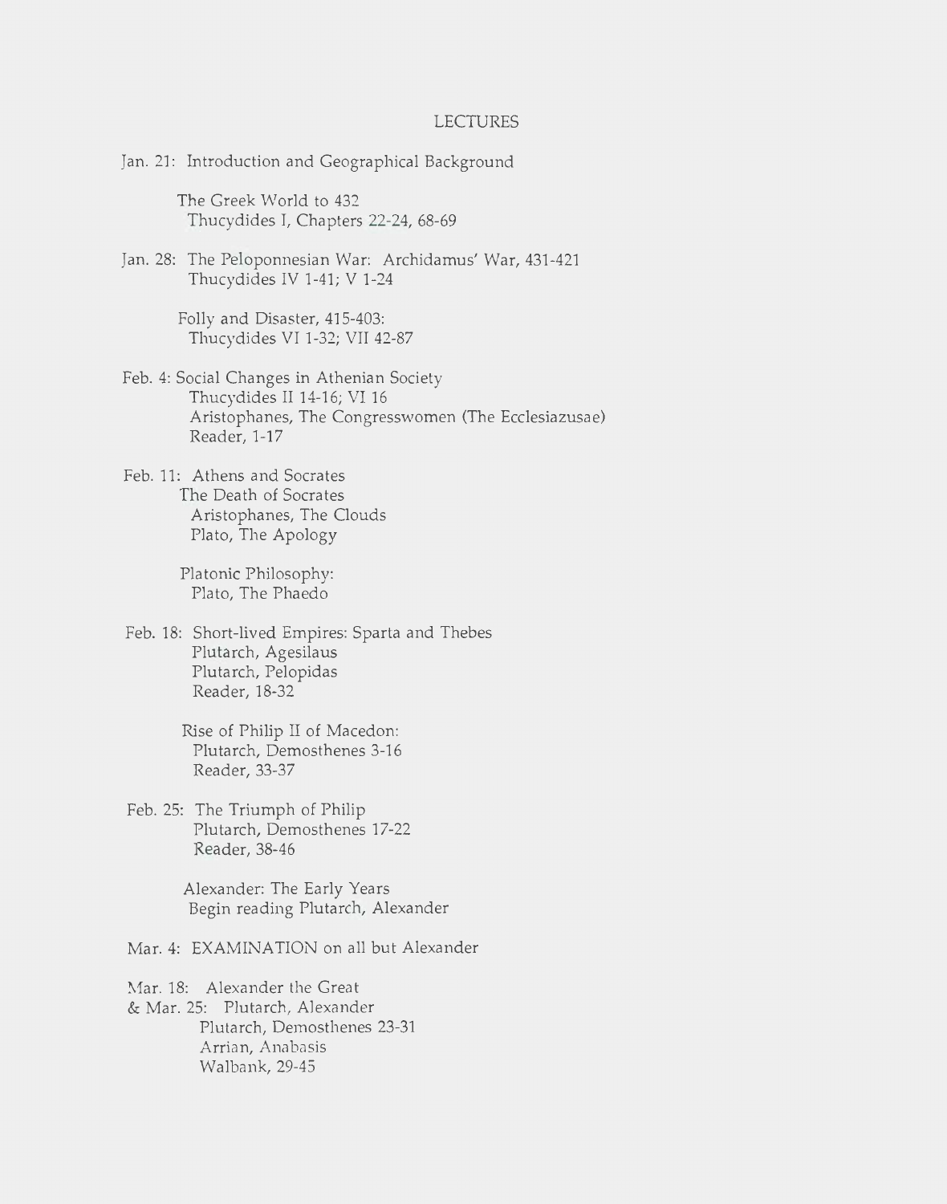# LECTURES

Jan. 21: Introduction and Geographical Background

The Greek World to 432
Thucydides I, Chapters 22-24, 68-69

Jan. 28: The Peloponnesian War: Archidamus' War, 431-421
Thucydides IV 1-41; V 1-24

Folly and Disaster, 415-403:
Thucydides VI 1-32; VII 42-87

Feb. 4: Social Changes in Athenian Society
Thucydides II 14-16; VI 16
Aristophanes, The Congresswomen (The Ecclesiazusae)
Reader, 1-17

Feb. 11: Athens and Socrates
The Death of Socrates
Aristophanes, The Clouds
Plato, The Apology

Platonic Philosophy:
Plato, The Phaedo

Feb. 18: Short-lived Empires: Sparta and Thebes
Plutarch, Agesilaus
Plutarch, Pelopidas
Reader, 18-32

Rise of Philip II of Macedon:
Plutarch, Demosthenes 3-16
Reader, 33-37

Feb. 25: The Triumph of Philip
Plutarch, Demosthenes 17-22
Reader, 38-46

Alexander: The Early Years
Begin reading Plutarch, Alexander

Mar. 4: EXAMINATION on all but Alexander

Mar. 18: Alexander the Great
& Mar. 25: Plutarch, Alexander
Plutarch, Demosthenes 23-31
Arrian, Anabasis
Walbank, 29-45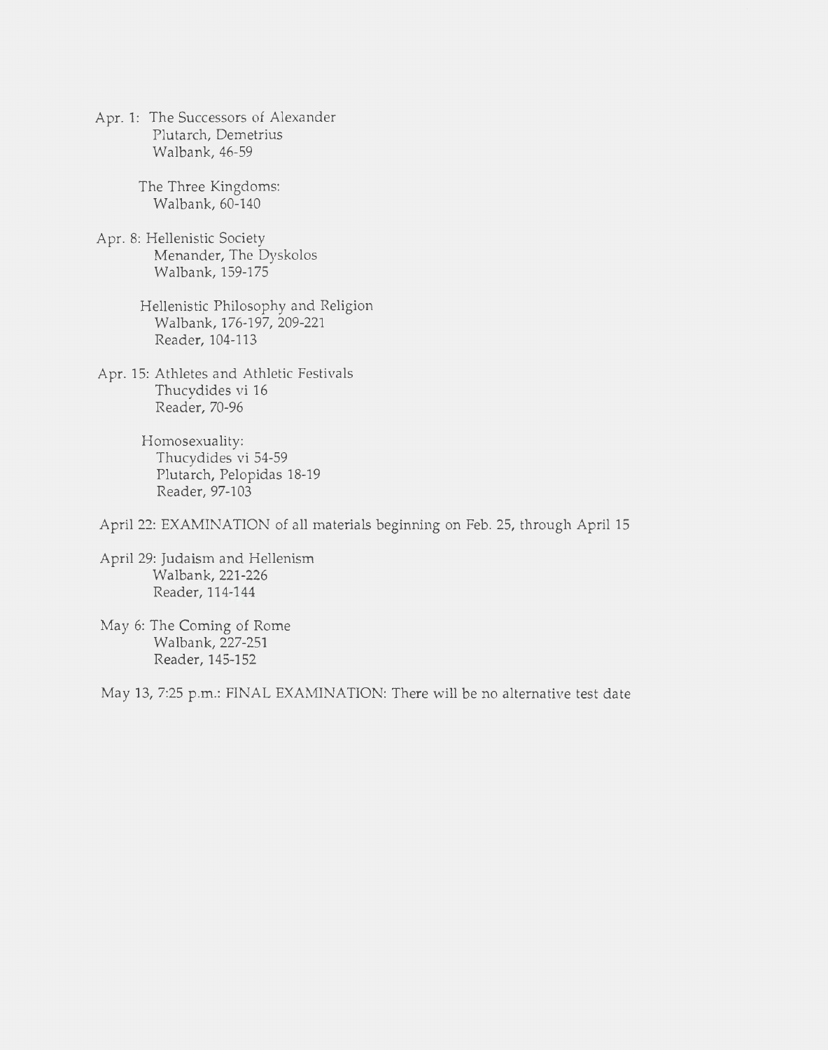Apr. 1: The Successors of Alexander
- Plutarch, Demetrius
- Walbank, 46-59

The Three Kingdoms:
- Walbank, 60-140

Apr. 8: Hellenistic Society
- Menander, The Dyskolos
- Walbank, 159-175

Hellenistic Philosophy and Religion
- Walbank, 176-197, 209-221
- Reader, 104-113

Apr. 15: Athletes and Athletic Festivals
- Thucydides vi 16
- Reader, 70-96

Homosexuality:
- Thucydides vi 54-59
- Plutarch, Pelopidas 18-19
- Reader, 97-103

April 22: EXAMINATION of all materials beginning on Feb. 25, through April 15

April 29: Judaism and Hellenism
- Walbank, 221-226
- Reader, 114-144

May 6: The Coming of Rome
- Walbank, 227-251
- Reader, 145-152

May 13, 7:25 p.m.: FINAL EXAMINATION: There will be no alternative test date